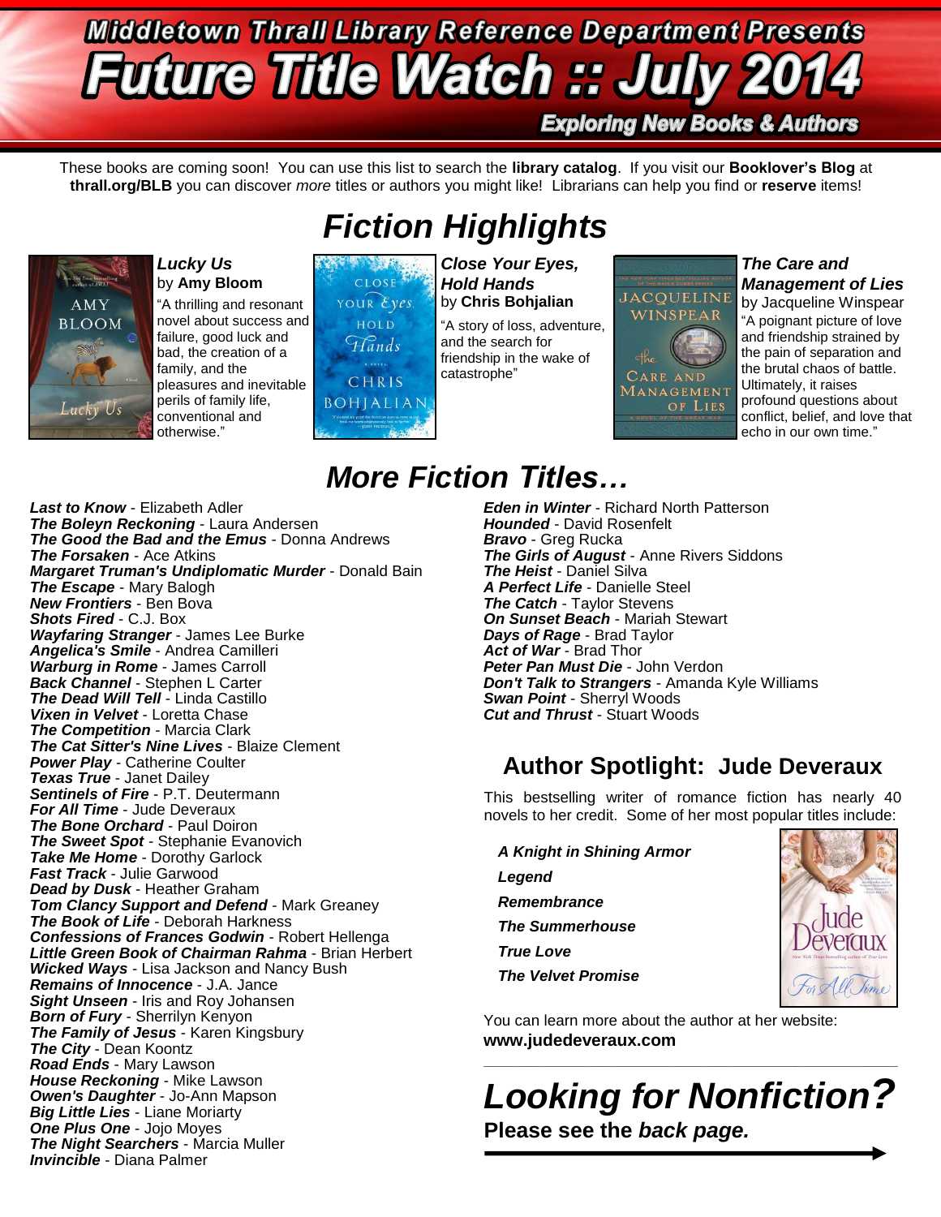# Middletown Thrall Library Reference Department Presents

# Future Title Watch :: July 2014

**Exploring New Books & Authors**

These books are coming soon! You can use this list to search the **library catalog**. If you visit our **Booklover's Blog** at **thrall.org/BLB** you can discover *more* titles or authors you might like! Librarians can help you find or **reserve** items!

## Fiction Highlights

***Lucky Us***
by **Amy Bloom**
"A thrilling and resonant novel about success and failure, good luck and bad, the creation of a family, and the pleasures and inevitable perils of family life, conventional and otherwise."

***Close Your Eyes, Hold Hands***
by **Chris Bohjalian**
"A story of loss, adventure, and the search for friendship in the wake of catastrophe"

***The Care and Management of Lies***
by Jacqueline Winspear
"A poignant picture of love and friendship strained by the pain of separation and the brutal chaos of battle. Ultimately, it raises profound questions about conflict, belief, and love that echo in our own time."

## More Fiction Titles…

***Last to Know*** - Elizabeth Adler
***The Boleyn Reckoning*** - Laura Andersen
***The Good the Bad and the Emus*** - Donna Andrews
***The Forsaken*** - Ace Atkins
***Margaret Truman's Undiplomatic Murder*** - Donald Bain
***The Escape*** - Mary Balogh
***New Frontiers*** - Ben Bova
***Shots Fired*** - C.J. Box
***Wayfaring Stranger*** - James Lee Burke
***Angelica's Smile*** - Andrea Camilleri
***Warburg in Rome*** - James Carroll
***Back Channel*** - Stephen L Carter
***The Dead Will Tell*** - Linda Castillo
***Vixen in Velvet*** - Loretta Chase
***The Competition*** - Marcia Clark
***The Cat Sitter's Nine Lives*** - Blaize Clement
***Power Play*** - Catherine Coulter
***Texas True*** - Janet Dailey
***Sentinels of Fire*** - P.T. Deutermann
***For All Time*** - Jude Deveraux
***The Bone Orchard*** - Paul Doiron
***The Sweet Spot*** - Stephanie Evanovich
***Take Me Home*** - Dorothy Garlock
***Fast Track*** - Julie Garwood
***Dead by Dusk*** - Heather Graham
***Tom Clancy Support and Defend*** - Mark Greaney
***The Book of Life*** - Deborah Harkness
***Confessions of Frances Godwin*** - Robert Hellenga
***Little Green Book of Chairman Rahma*** - Brian Herbert
***Wicked Ways*** - Lisa Jackson and Nancy Bush
***Remains of Innocence*** - J.A. Jance
***Sight Unseen*** - Iris and Roy Johansen
***Born of Fury*** - Sherrilyn Kenyon
***The Family of Jesus*** - Karen Kingsbury
***The City*** - Dean Koontz
***Road Ends*** - Mary Lawson
***House Reckoning*** - Mike Lawson
***Owen's Daughter*** - Jo-Ann Mapson
***Big Little Lies*** - Liane Moriarty
***One Plus One*** - Jojo Moyes
***The Night Searchers*** - Marcia Muller
***Invincible*** - Diana Palmer
***Eden in Winter*** - Richard North Patterson
***Hounded*** - David Rosenfelt
***Bravo*** - Greg Rucka
***The Girls of August*** - Anne Rivers Siddons
***The Heist*** - Daniel Silva
***A Perfect Life*** - Danielle Steel
***The Catch*** - Taylor Stevens
***On Sunset Beach*** - Mariah Stewart
***Days of Rage*** - Brad Taylor
***Act of War*** - Brad Thor
***Peter Pan Must Die*** - John Verdon
***Don't Talk to Strangers*** - Amanda Kyle Williams
***Swan Point*** - Sherryl Woods
***Cut and Thrust*** - Stuart Woods

## Author Spotlight: Jude Deveraux

This bestselling writer of romance fiction has nearly 40 novels to her credit. Some of her most popular titles include:

***A Knight in Shining Armor***
***Legend***
***Remembrance***
***The Summerhouse***
***True Love***
***The Velvet Promise***

You can learn more about the author at her website:
**www.judedeveraux.com**

---

## *Looking for Nonfiction?*

**Please see the *back page.***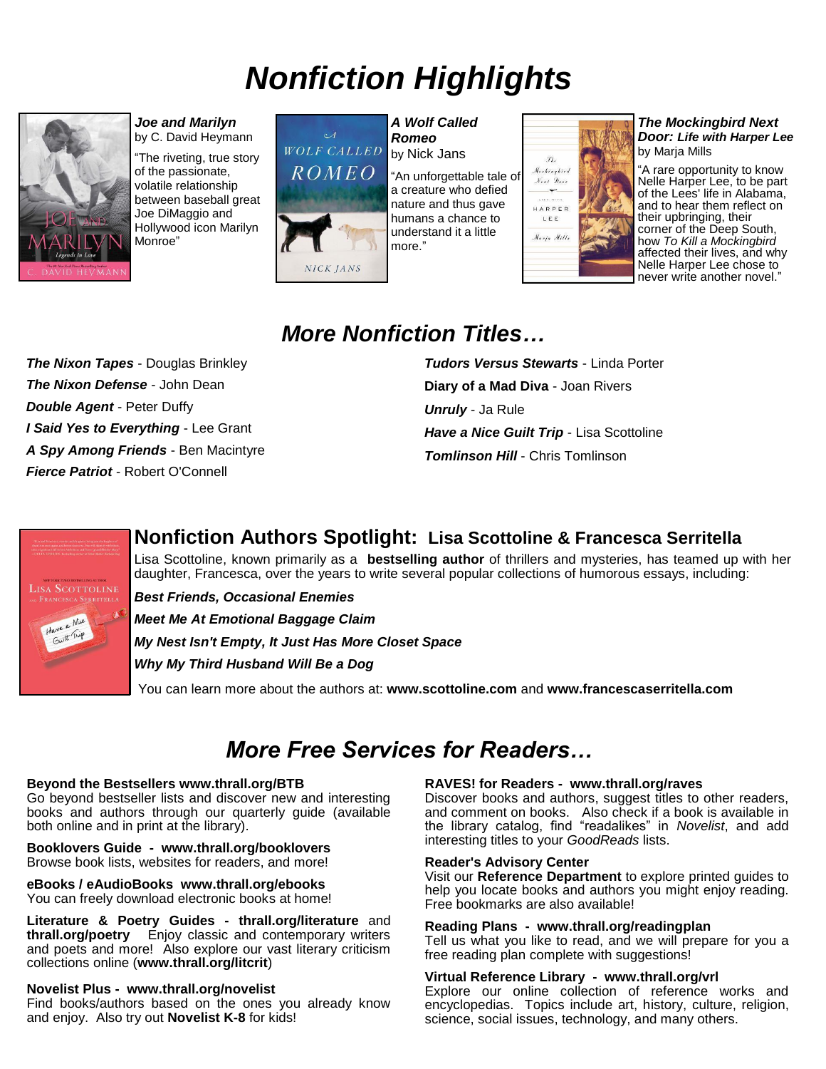# Nonfiction Highlights

***Joe and Marilyn***
by C. David Heymann

"The riveting, true story of the passionate, volatile relationship between baseball great Joe DiMaggio and Hollywood icon Marilyn Monroe"

***A Wolf Called Romeo***
by Nick Jans

"An unforgettable tale of a creature who defied nature and thus gave humans a chance to understand it a little more."

***The Mockingbird Next Door: Life with Harper Lee***
by Marja Mills

"A rare opportunity to know Nelle Harper Lee, to be part of the Lees' life in Alabama, and to hear them reflect on their upbringing, their corner of the Deep South, how *To Kill a Mockingbird* affected their lives, and why Nelle Harper Lee chose to never write another novel."

## More Nonfiction Titles…

***The Nixon Tapes*** - Douglas Brinkley

***The Nixon Defense*** - John Dean

***Double Agent*** - Peter Duffy

***I Said Yes to Everything*** - Lee Grant

***A Spy Among Friends*** - Ben Macintyre

***Fierce Patriot*** - Robert O'Connell

***Tudors Versus Stewarts*** - Linda Porter

**Diary of a Mad Diva** - Joan Rivers

***Unruly*** - Ja Rule

***Have a Nice Guilt Trip*** - Lisa Scottoline

***Tomlinson Hill*** - Chris Tomlinson

## Nonfiction Authors Spotlight: Lisa Scottoline & Francesca Serritella

Lisa Scottoline, known primarily as a **bestselling author** of thrillers and mysteries, has teamed up with her daughter, Francesca, over the years to write several popular collections of humorous essays, including:

***Best Friends, Occasional Enemies***

***Meet Me At Emotional Baggage Claim***

***My Nest Isn't Empty, It Just Has More Closet Space***

***Why My Third Husband Will Be a Dog***

You can learn more about the authors at: **www.scottoline.com** and **www.francescaserritella.com**

## More Free Services for Readers…

**Beyond the Bestsellers www.thrall.org/BTB**
Go beyond bestseller lists and discover new and interesting books and authors through our quarterly guide (available both online and in print at the library).

**Booklovers Guide - www.thrall.org/booklovers**
Browse book lists, websites for readers, and more!

**eBooks / eAudioBooks www.thrall.org/ebooks**
You can freely download electronic books at home!

**Literature & Poetry Guides - thrall.org/literature** and **thrall.org/poetry** Enjoy classic and contemporary writers and poets and more! Also explore our vast literary criticism collections online (**www.thrall.org/litcrit**)

**Novelist Plus - www.thrall.org/novelist**
Find books/authors based on the ones you already know and enjoy. Also try out **Novelist K-8** for kids!

**RAVES! for Readers - www.thrall.org/raves**
Discover books and authors, suggest titles to other readers, and comment on books. Also check if a book is available in the library catalog, find "readalikes" in *Novelist*, and add interesting titles to your *GoodReads* lists.

**Reader's Advisory Center**
Visit our **Reference Department** to explore printed guides to help you locate books and authors you might enjoy reading. Free bookmarks are also available!

**Reading Plans - www.thrall.org/readingplan**
Tell us what you like to read, and we will prepare for you a free reading plan complete with suggestions!

**Virtual Reference Library - www.thrall.org/vrl**
Explore our online collection of reference works and encyclopedias. Topics include art, history, culture, religion, science, social issues, technology, and many others.